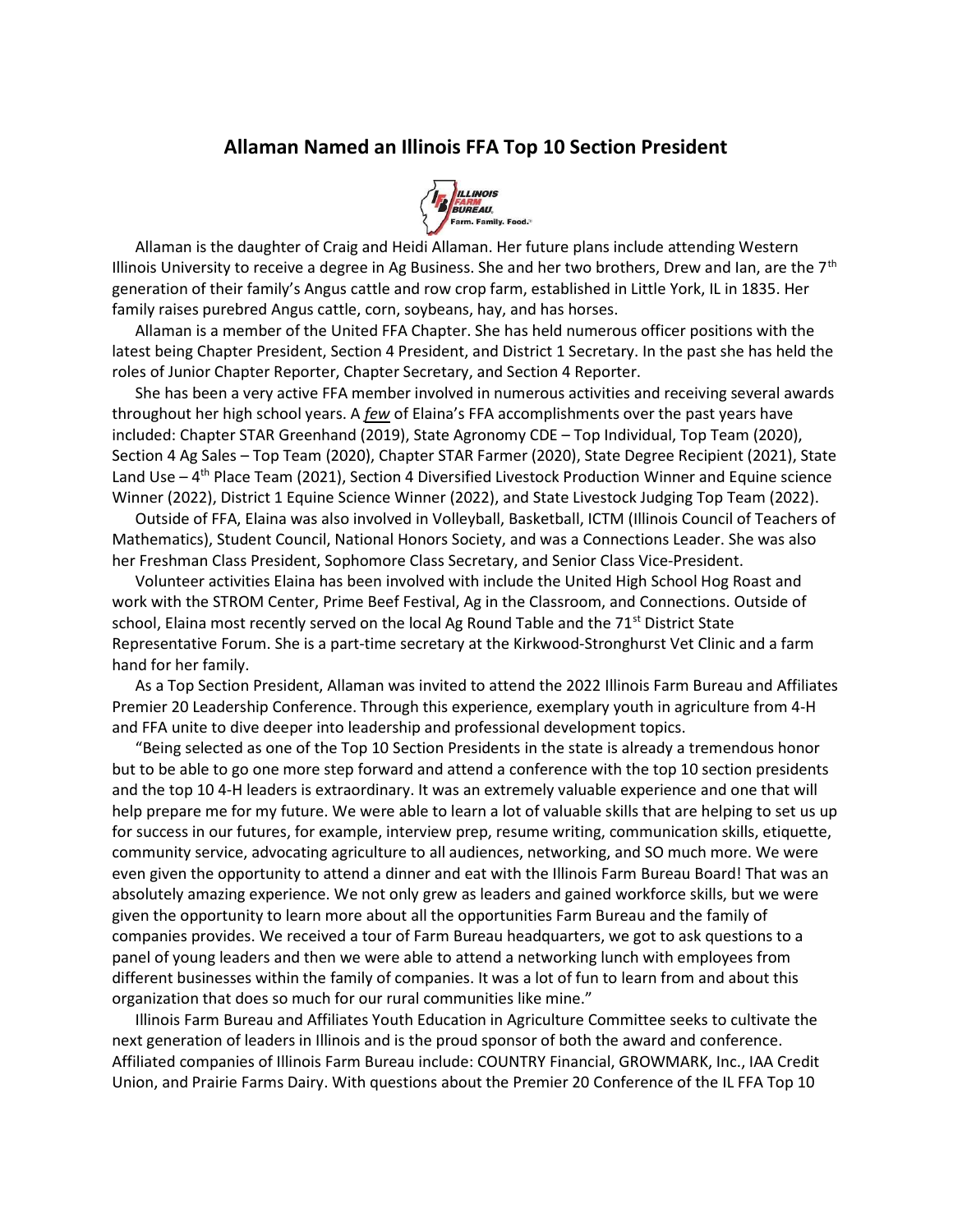# Allaman Named an Illinois FFA Top 10 Section President

Allaman is the daughter of Craig and Heidi Allaman. Her future plans include attending Western Illinois University to receive a degree in Ag Business. She and her two brothers, Drew and Ian, are the 7th generation of their family's Angus cattle and row crop farm, established in Little York, IL in 1835. Her family raises purebred Angus cattle, corn, soybeans, hay, and has horses.

Allaman is a member of the United FFA Chapter. She has held numerous officer positions with the latest being Chapter President, Section 4 President, and District 1 Secretary. In the past she has held the roles of Junior Chapter Reporter, Chapter Secretary, and Section 4 Reporter.

She has been a very active FFA member involved in numerous activities and receiving several awards throughout her high school years. A *few* of Elaina's FFA accomplishments over the past years have included: Chapter STAR Greenhand (2019), State Agronomy CDE – Top Individual, Top Team (2020), Section 4 Ag Sales – Top Team (2020), Chapter STAR Farmer (2020), State Degree Recipient (2021), State Land Use – 4th Place Team (2021), Section 4 Diversified Livestock Production Winner and Equine science Winner (2022), District 1 Equine Science Winner (2022), and State Livestock Judging Top Team (2022).

Outside of FFA, Elaina was also involved in Volleyball, Basketball, ICTM (Illinois Council of Teachers of Mathematics), Student Council, National Honors Society, and was a Connections Leader. She was also her Freshman Class President, Sophomore Class Secretary, and Senior Class Vice-President.

Volunteer activities Elaina has been involved with include the United High School Hog Roast and work with the STROM Center, Prime Beef Festival, Ag in the Classroom, and Connections. Outside of school, Elaina most recently served on the local Ag Round Table and the 71st District State Representative Forum. She is a part-time secretary at the Kirkwood-Stronghurst Vet Clinic and a farm hand for her family.

As a Top Section President, Allaman was invited to attend the 2022 Illinois Farm Bureau and Affiliates Premier 20 Leadership Conference. Through this experience, exemplary youth in agriculture from 4-H and FFA unite to dive deeper into leadership and professional development topics.

"Being selected as one of the Top 10 Section Presidents in the state is already a tremendous honor but to be able to go one more step forward and attend a conference with the top 10 section presidents and the top 10 4-H leaders is extraordinary. It was an extremely valuable experience and one that will help prepare me for my future. We were able to learn a lot of valuable skills that are helping to set us up for success in our futures, for example, interview prep, resume writing, communication skills, etiquette, community service, advocating agriculture to all audiences, networking, and SO much more. We were even given the opportunity to attend a dinner and eat with the Illinois Farm Bureau Board! That was an absolutely amazing experience. We not only grew as leaders and gained workforce skills, but we were given the opportunity to learn more about all the opportunities Farm Bureau and the family of companies provides. We received a tour of Farm Bureau headquarters, we got to ask questions to a panel of young leaders and then we were able to attend a networking lunch with employees from different businesses within the family of companies. It was a lot of fun to learn from and about this organization that does so much for our rural communities like mine."

Illinois Farm Bureau and Affiliates Youth Education in Agriculture Committee seeks to cultivate the next generation of leaders in Illinois and is the proud sponsor of both the award and conference. Affiliated companies of Illinois Farm Bureau include: COUNTRY Financial, GROWMARK, Inc., IAA Credit Union, and Prairie Farms Dairy. With questions about the Premier 20 Conference of the IL FFA Top 10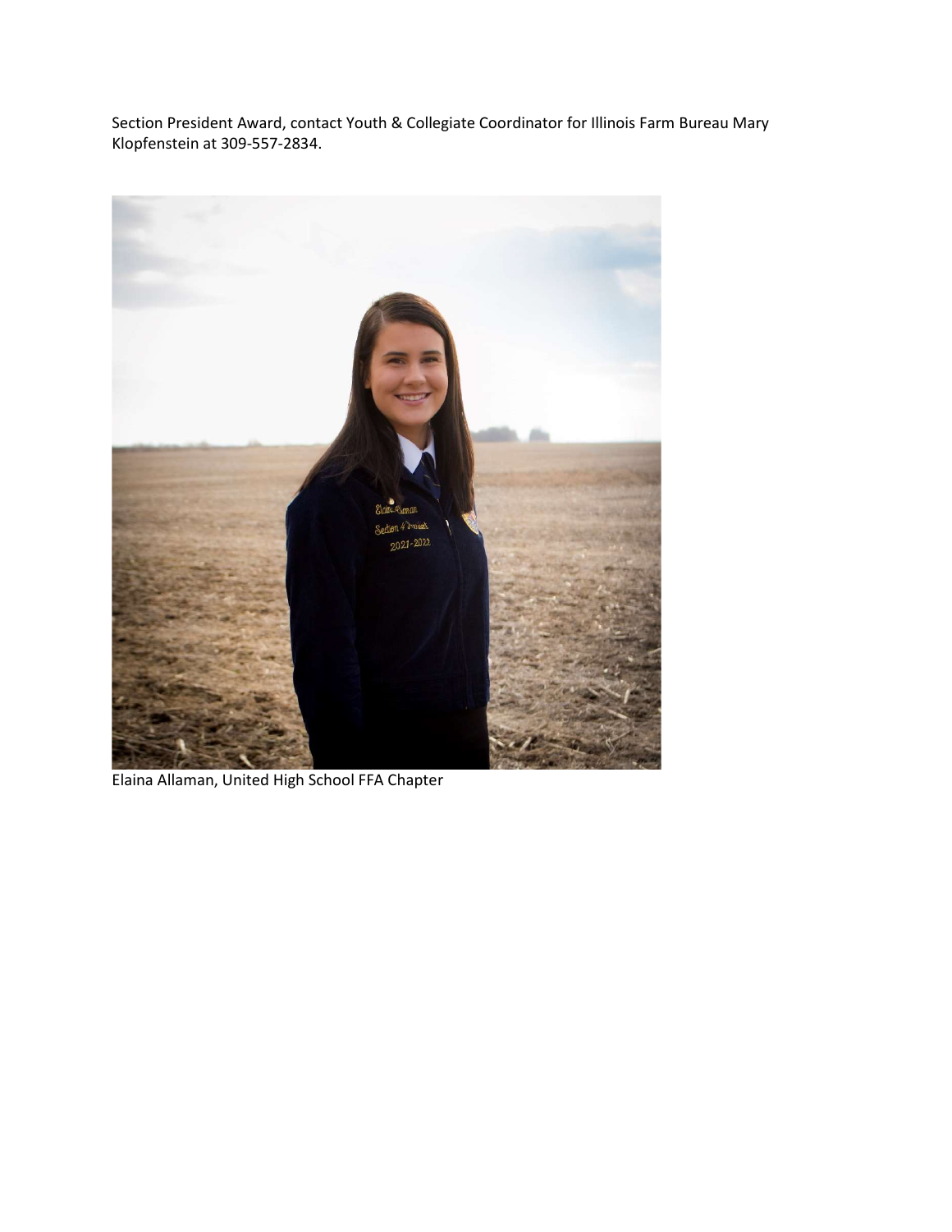Section President Award, contact Youth & Collegiate Coordinator for Illinois Farm Bureau Mary Klopfenstein at 309-557-2834.

Elaina Allaman, United High School FFA Chapter